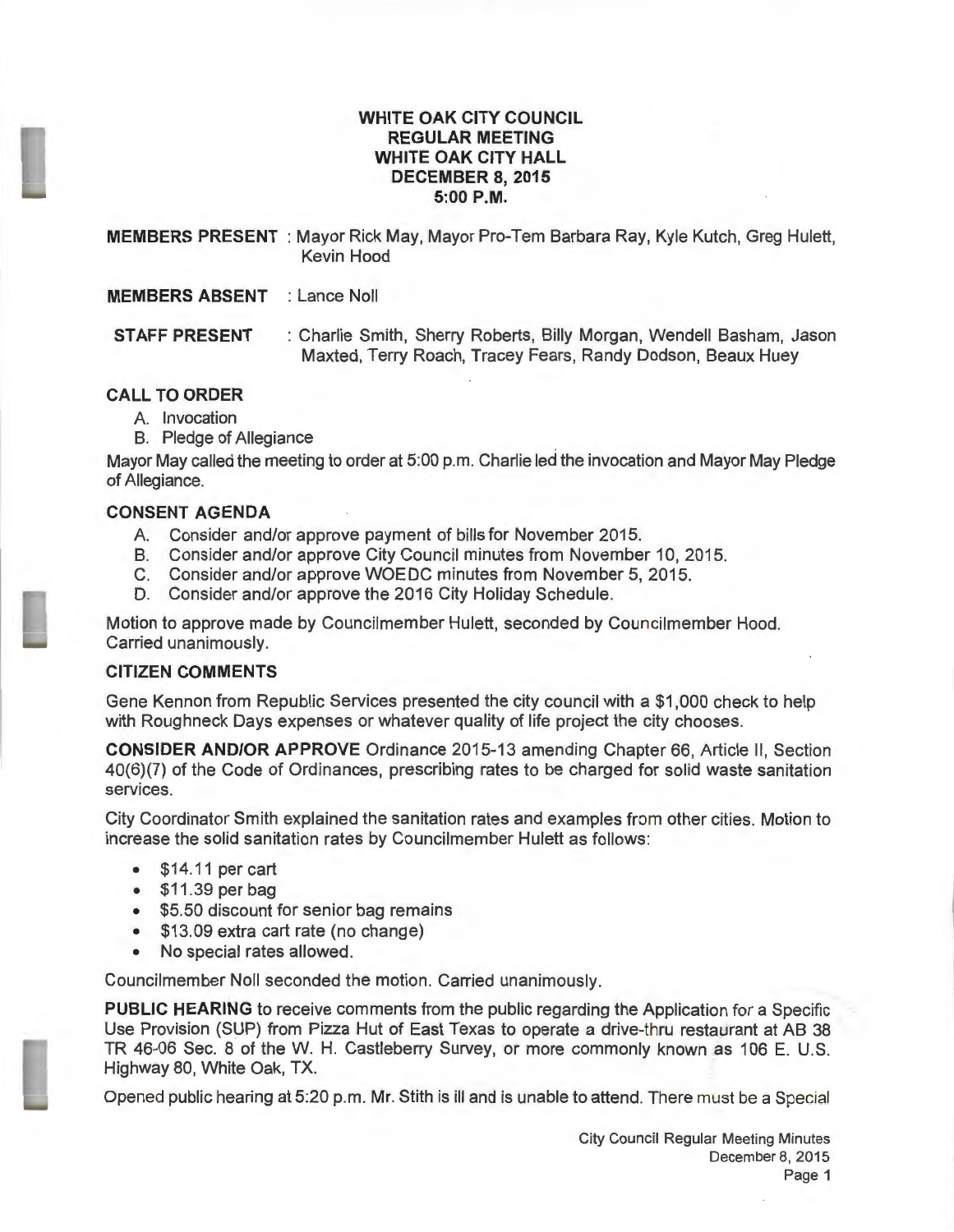# WHITE OAK CITY COUNCIL
## REGULAR MEETING
## WHITE OAK CITY HALL
## DECEMBER 8, 2015
## 5:00 P.M.

**MEMBERS PRESENT** : Mayor Rick May, Mayor Pro-Tem Barbara Ray, Kyle Kutch, Greg Hulett, Kevin Hood

**MEMBERS ABSENT** : Lance Noll

**STAFF PRESENT** : Charlie Smith, Sherry Roberts, Billy Morgan, Wendell Basham, Jason Maxted, Terry Roach, Tracey Fears, Randy Dodson, Beaux Huey

### CALL TO ORDER

A. Invocation
B. Pledge of Allegiance

Mayor May called the meeting to order at 5:00 p.m. Charlie led the invocation and Mayor May Pledge of Allegiance.

### CONSENT AGENDA

A. Consider and/or approve payment of bills for November 2015.
B. Consider and/or approve City Council minutes from November 10, 2015.
C. Consider and/or approve WOEDC minutes from November 5, 2015.
D. Consider and/or approve the 2016 City Holiday Schedule.

Motion to approve made by Councilmember Hulett, seconded by Councilmember Hood. Carried unanimously.

### CITIZEN COMMENTS

Gene Kennon from Republic Services presented the city council with a $1,000 check to help with Roughneck Days expenses or whatever quality of life project the city chooses.

**CONSIDER AND/OR APPROVE** Ordinance 2015-13 amending Chapter 66, Article II, Section 40(6)(7) of the Code of Ordinances, prescribing rates to be charged for solid waste sanitation services.

City Coordinator Smith explained the sanitation rates and examples from other cities. Motion to increase the solid sanitation rates by Councilmember Hulett as follows:

- $14.11 per cart
- $11.39 per bag
- $5.50 discount for senior bag remains
- $13.09 extra cart rate (no change)
- No special rates allowed.

Councilmember Noll seconded the motion. Carried unanimously.

**PUBLIC HEARING** to receive comments from the public regarding the Application for a Specific Use Provision (SUP) from Pizza Hut of East Texas to operate a drive-thru restaurant at AB 38 TR 46-06 Sec. 8 of the W. H. Castleberry Survey, or more commonly known as 106 E. U.S. Highway 80, White Oak, TX.

Opened public hearing at 5:20 p.m. Mr. Stith is ill and is unable to attend. There must be a Special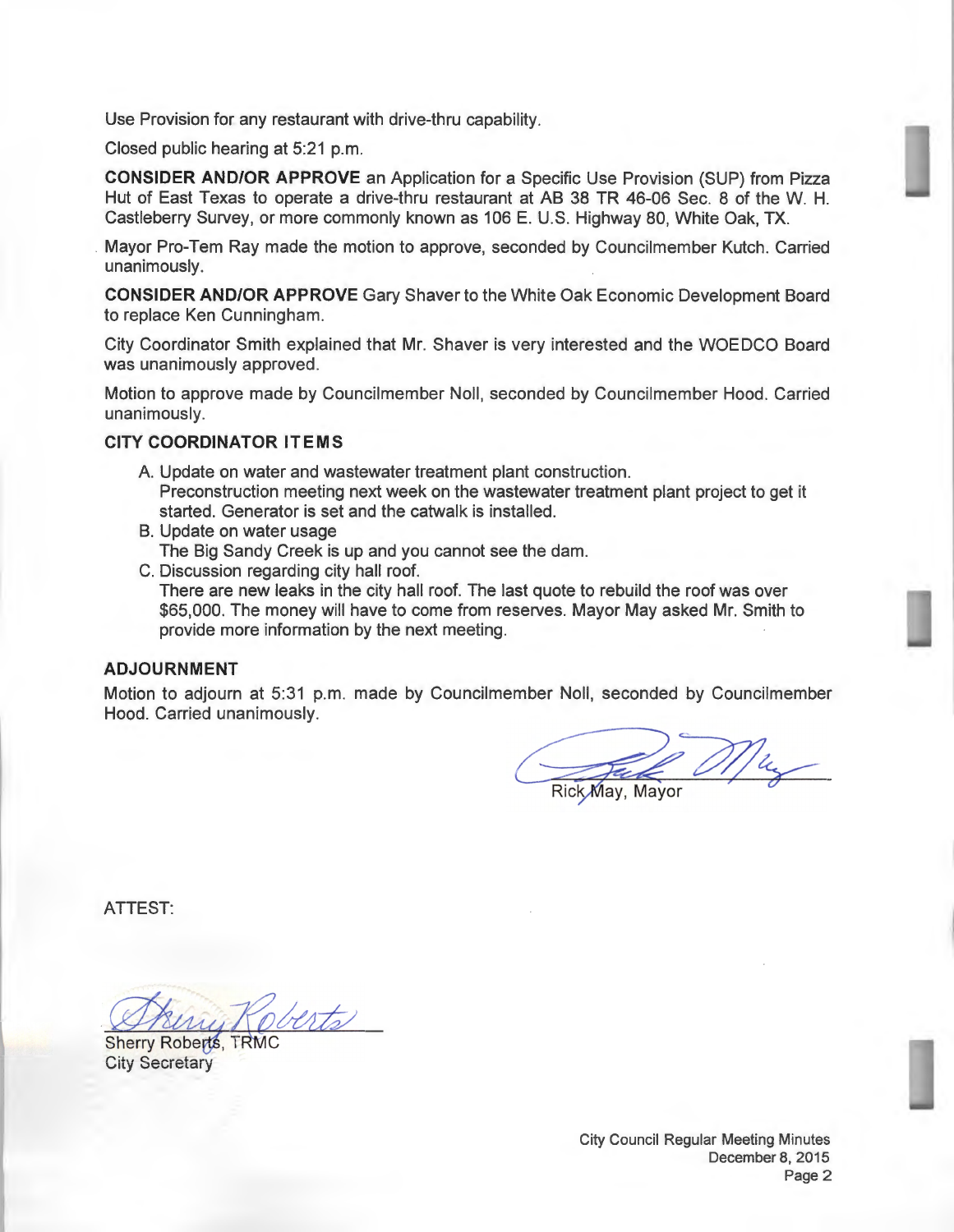Use Provision for any restaurant with drive-thru capability.

Closed public hearing at 5:21 p.m.

**CONSIDER AND/OR APPROVE** an Application for a Specific Use Provision (SUP) from Pizza Hut of East Texas to operate a drive-thru restaurant at AB 38 TR 46-06 Sec. 8 of the W. H. Castleberry Survey, or more commonly known as 106 E. U.S. Highway 80, White Oak, TX.

Mayor Pro-Tem Ray made the motion to approve, seconded by Councilmember Kutch. Carried unanimously.

**CONSIDER AND/OR APPROVE** Gary Shaver to the White Oak Economic Development Board to replace Ken Cunningham.

City Coordinator Smith explained that Mr. Shaver is very interested and the WOEDCO Board was unanimously approved.

Motion to approve made by Councilmember Noll, seconded by Councilmember Hood. Carried unanimously.

**CITY COORDINATOR ITEMS**

A. Update on water and wastewater treatment plant construction.
   Preconstruction meeting next week on the wastewater treatment plant project to get it started. Generator is set and the catwalk is installed.
B. Update on water usage
   The Big Sandy Creek is up and you cannot see the dam.
C. Discussion regarding city hall roof.
   There are new leaks in the city hall roof. The last quote to rebuild the roof was over $65,000. The money will have to come from reserves. Mayor May asked Mr. Smith to provide more information by the next meeting.

**ADJOURNMENT**

Motion to adjourn at 5:31 p.m. made by Councilmember Noll, seconded by Councilmember Hood. Carried unanimously.

Rick May, Mayor

ATTEST:

Sherry Roberts, TRMC
City Secretary

City Council Regular Meeting Minutes
December 8, 2015